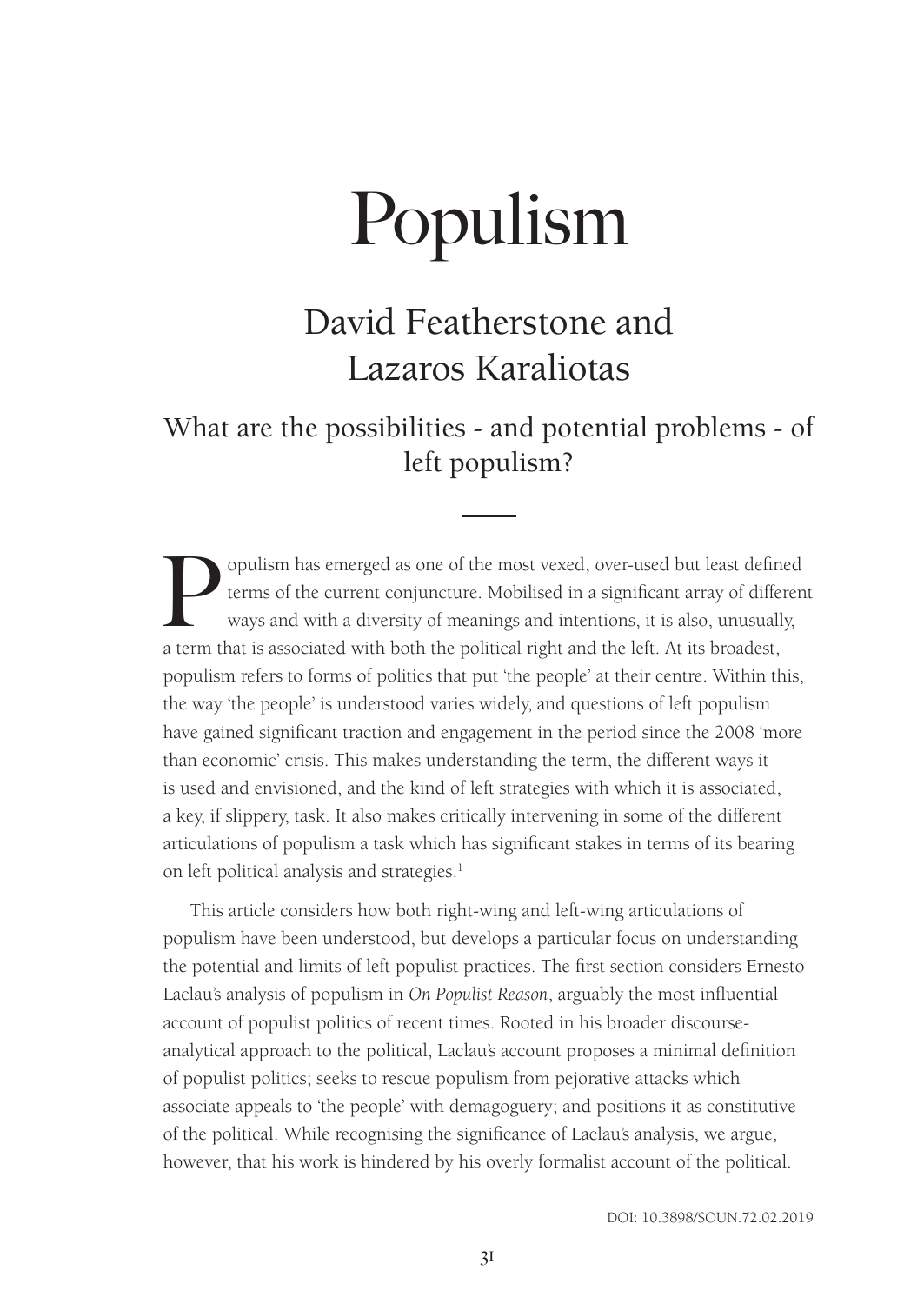# Populism

## David Featherstone and Lazaros Karaliotas

### What are the possibilities - and potential problems - of left populism?

Populism has emerged as one of the most vexed, over-used but least defined terms of the current conjuncture. Mobilised in a significant array of different ways and with a diversity of meanings and intentions, it is also, unusually, a term that is associated with both the political right and the left. At its broadest, populism refers to forms of politics that put 'the people' at their centre. Within this, the way 'the people' is understood varies widely, and questions of left populism have gained significant traction and engagement in the period since the 2008 'more than economic' crisis. This makes understanding the term, the different ways it is used and envisioned, and the kind of left strategies with which it is associated, a key, if slippery, task. It also makes critically intervening in some of the different articulations of populism a task which has significant stakes in terms of its bearing on left political analysis and strategies.[1]

This article considers how both right-wing and left-wing articulations of populism have been understood, but develops a particular focus on understanding the potential and limits of left populist practices. The first section considers Ernesto Laclau's analysis of populism in *On Populist Reason*, arguably the most influential account of populist politics of recent times. Rooted in his broader discourse-analytical approach to the political, Laclau's account proposes a minimal definition of populist politics; seeks to rescue populism from pejorative attacks which associate appeals to 'the people' with demagoguery; and positions it as constitutive of the political. While recognising the significance of Laclau's analysis, we argue, however, that his work is hindered by his overly formalist account of the political.

DOI: 10.3898/SOUN.72.02.2019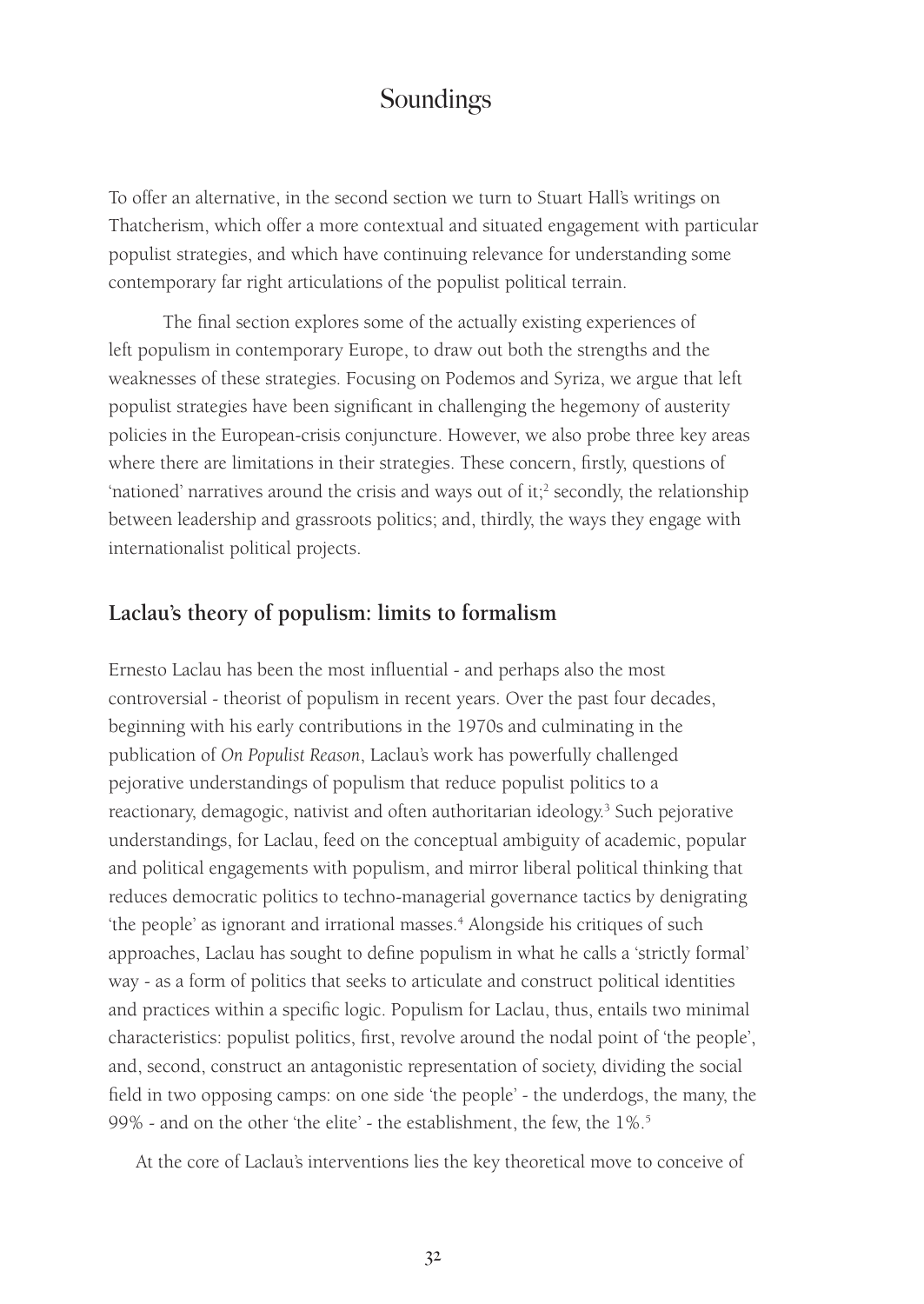To offer an alternative, in the second section we turn to Stuart Hall's writings on Thatcherism, which offer a more contextual and situated engagement with particular populist strategies, and which have continuing relevance for understanding some contemporary far right articulations of the populist political terrain.

The final section explores some of the actually existing experiences of left populism in contemporary Europe, to draw out both the strengths and the weaknesses of these strategies. Focusing on Podemos and Syriza, we argue that left populist strategies have been significant in challenging the hegemony of austerity policies in the European-crisis conjuncture. However, we also probe three key areas where there are limitations in their strategies. These concern, firstly, questions of 'nationed' narratives around the crisis and ways out of it;[2] secondly, the relationship between leadership and grassroots politics; and, thirdly, the ways they engage with internationalist political projects.

## Laclau's theory of populism: limits to formalism

Ernesto Laclau has been the most influential - and perhaps also the most controversial - theorist of populism in recent years. Over the past four decades, beginning with his early contributions in the 1970s and culminating in the publication of *On Populist Reason*, Laclau's work has powerfully challenged pejorative understandings of populism that reduce populist politics to a reactionary, demagogic, nativist and often authoritarian ideology.[3] Such pejorative understandings, for Laclau, feed on the conceptual ambiguity of academic, popular and political engagements with populism, and mirror liberal political thinking that reduces democratic politics to techno-managerial governance tactics by denigrating 'the people' as ignorant and irrational masses.[4] Alongside his critiques of such approaches, Laclau has sought to define populism in what he calls a 'strictly formal' way - as a form of politics that seeks to articulate and construct political identities and practices within a specific logic. Populism for Laclau, thus, entails two minimal characteristics: populist politics, first, revolve around the nodal point of 'the people', and, second, construct an antagonistic representation of society, dividing the social field in two opposing camps: on one side 'the people' - the underdogs, the many, the 99% - and on the other 'the elite' - the establishment, the few, the 1%.[5]

At the core of Laclau's interventions lies the key theoretical move to conceive of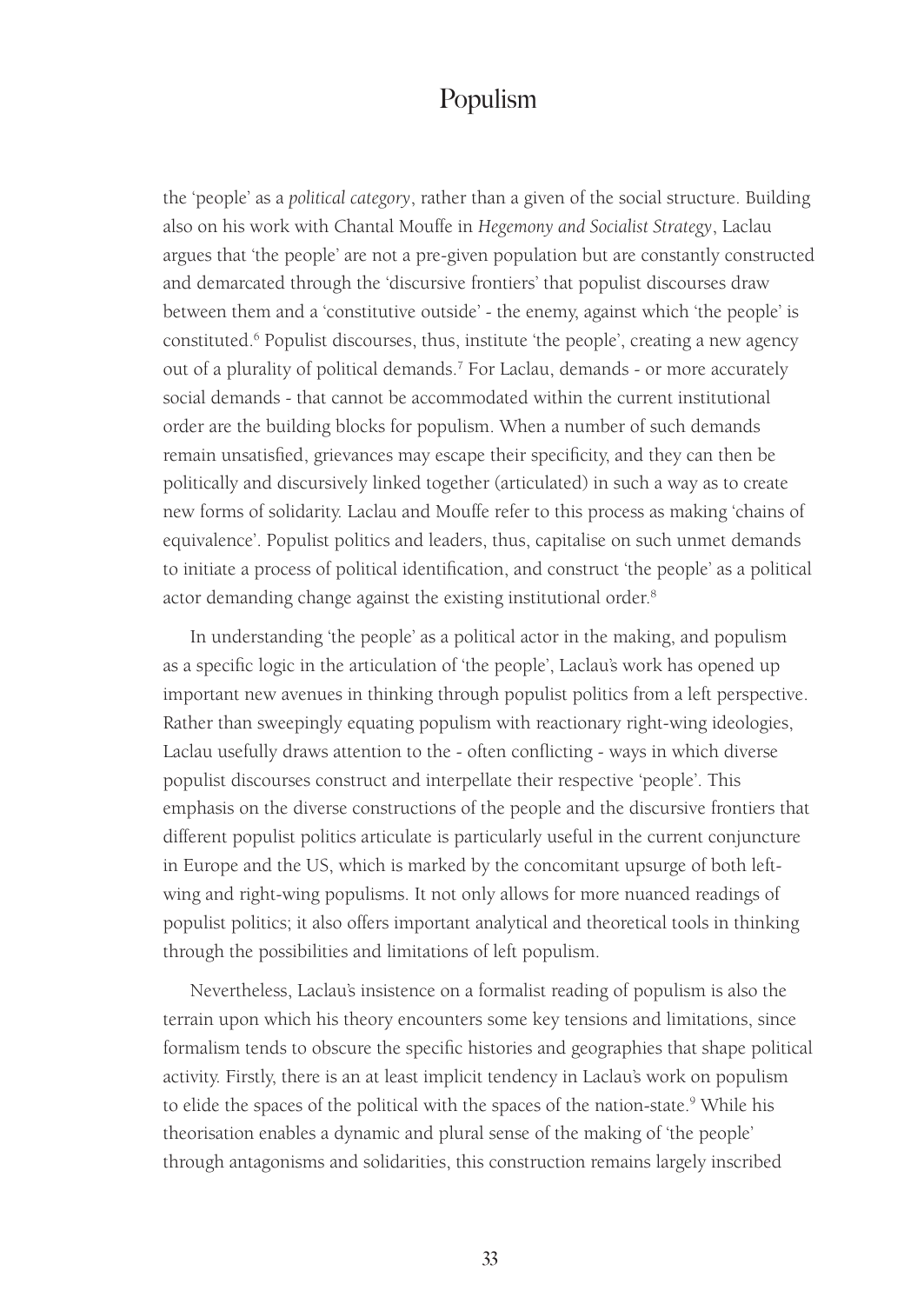the 'people' as a *political category*, rather than a given of the social structure. Building also on his work with Chantal Mouffe in *Hegemony and Socialist Strategy*, Laclau argues that 'the people' are not a pre-given population but are constantly constructed and demarcated through the 'discursive frontiers' that populist discourses draw between them and a 'constitutive outside' - the enemy, against which 'the people' is constituted.[6] Populist discourses, thus, institute 'the people', creating a new agency out of a plurality of political demands.[7] For Laclau, demands - or more accurately social demands - that cannot be accommodated within the current institutional order are the building blocks for populism. When a number of such demands remain unsatisfied, grievances may escape their specificity, and they can then be politically and discursively linked together (articulated) in such a way as to create new forms of solidarity. Laclau and Mouffe refer to this process as making 'chains of equivalence'. Populist politics and leaders, thus, capitalise on such unmet demands to initiate a process of political identification, and construct 'the people' as a political actor demanding change against the existing institutional order.[8]

In understanding 'the people' as a political actor in the making, and populism as a specific logic in the articulation of 'the people', Laclau's work has opened up important new avenues in thinking through populist politics from a left perspective. Rather than sweepingly equating populism with reactionary right-wing ideologies, Laclau usefully draws attention to the - often conflicting - ways in which diverse populist discourses construct and interpellate their respective 'people'. This emphasis on the diverse constructions of the people and the discursive frontiers that different populist politics articulate is particularly useful in the current conjuncture in Europe and the US, which is marked by the concomitant upsurge of both left-wing and right-wing populisms. It not only allows for more nuanced readings of populist politics; it also offers important analytical and theoretical tools in thinking through the possibilities and limitations of left populism.

Nevertheless, Laclau's insistence on a formalist reading of populism is also the terrain upon which his theory encounters some key tensions and limitations, since formalism tends to obscure the specific histories and geographies that shape political activity. Firstly, there is an at least implicit tendency in Laclau's work on populism to elide the spaces of the political with the spaces of the nation-state.[9] While his theorisation enables a dynamic and plural sense of the making of 'the people' through antagonisms and solidarities, this construction remains largely inscribed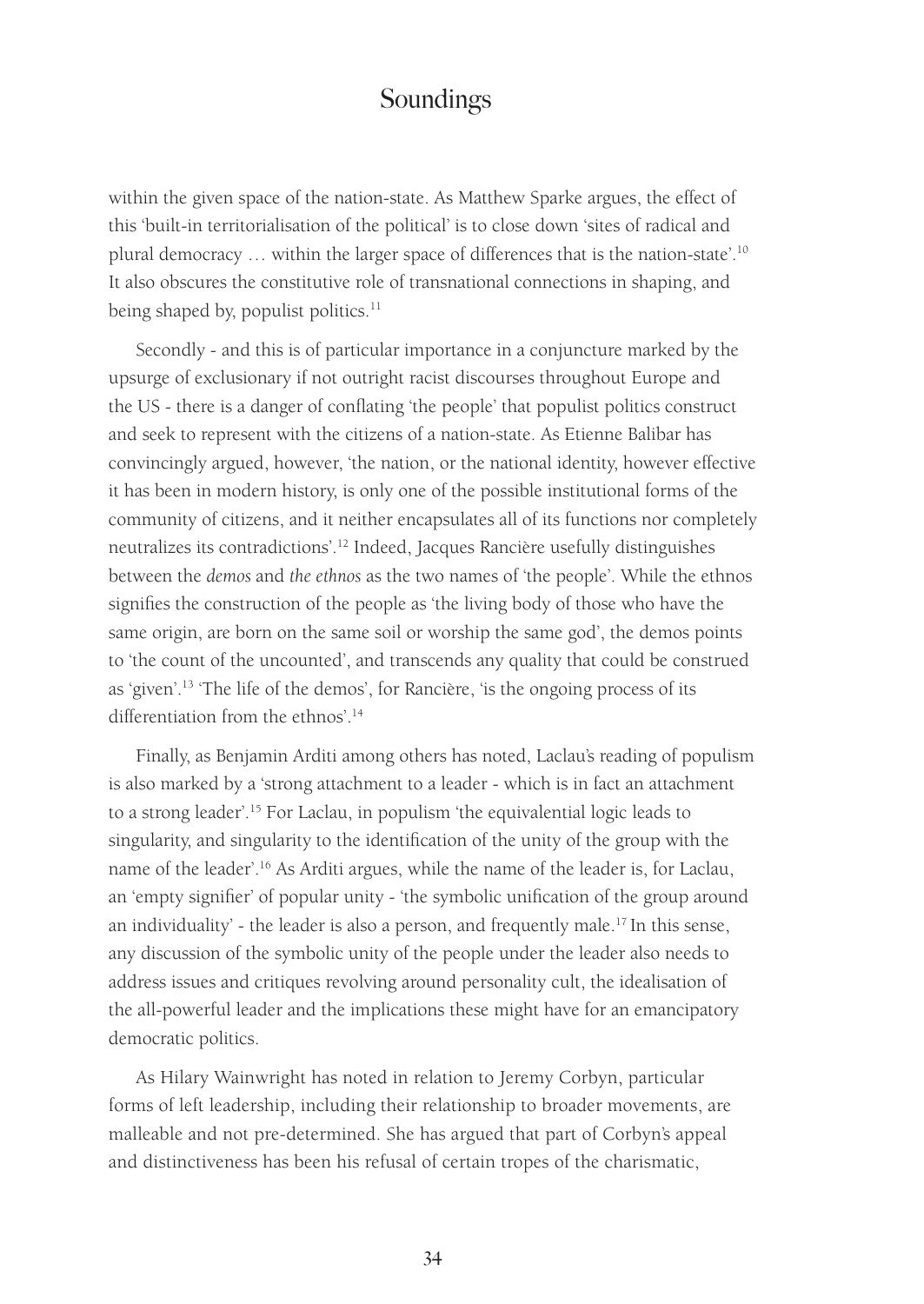within the given space of the nation-state. As Matthew Sparke argues, the effect of this 'built-in territorialisation of the political' is to close down 'sites of radical and plural democracy … within the larger space of differences that is the nation-state'.[10] It also obscures the constitutive role of transnational connections in shaping, and being shaped by, populist politics.[11]

Secondly - and this is of particular importance in a conjuncture marked by the upsurge of exclusionary if not outright racist discourses throughout Europe and the US - there is a danger of conflating 'the people' that populist politics construct and seek to represent with the citizens of a nation-state. As Etienne Balibar has convincingly argued, however, 'the nation, or the national identity, however effective it has been in modern history, is only one of the possible institutional forms of the community of citizens, and it neither encapsulates all of its functions nor completely neutralizes its contradictions'.[12] Indeed, Jacques Rancière usefully distinguishes between the *demos* and *the ethnos* as the two names of 'the people'. While the ethnos signifies the construction of the people as 'the living body of those who have the same origin, are born on the same soil or worship the same god', the demos points to 'the count of the uncounted', and transcends any quality that could be construed as 'given'.[13] 'The life of the demos', for Rancière, 'is the ongoing process of its differentiation from the ethnos'.[14]

Finally, as Benjamin Arditi among others has noted, Laclau's reading of populism is also marked by a 'strong attachment to a leader - which is in fact an attachment to a strong leader'.[15] For Laclau, in populism 'the equivalential logic leads to singularity, and singularity to the identification of the unity of the group with the name of the leader'.[16] As Arditi argues, while the name of the leader is, for Laclau, an 'empty signifier' of popular unity - 'the symbolic unification of the group around an individuality' - the leader is also a person, and frequently male.[17] In this sense, any discussion of the symbolic unity of the people under the leader also needs to address issues and critiques revolving around personality cult, the idealisation of the all-powerful leader and the implications these might have for an emancipatory democratic politics.

As Hilary Wainwright has noted in relation to Jeremy Corbyn, particular forms of left leadership, including their relationship to broader movements, are malleable and not pre-determined. She has argued that part of Corbyn's appeal and distinctiveness has been his refusal of certain tropes of the charismatic,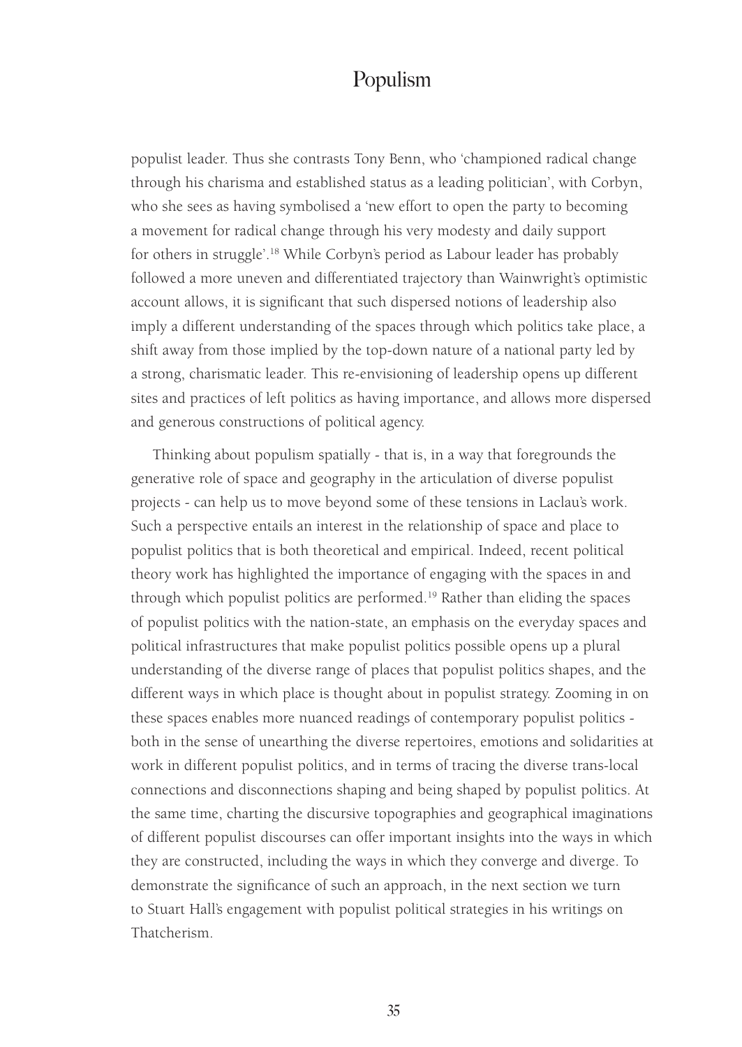populist leader. Thus she contrasts Tony Benn, who 'championed radical change through his charisma and established status as a leading politician', with Corbyn, who she sees as having symbolised a 'new effort to open the party to becoming a movement for radical change through his very modesty and daily support for others in struggle'.[18] While Corbyn's period as Labour leader has probably followed a more uneven and differentiated trajectory than Wainwright's optimistic account allows, it is significant that such dispersed notions of leadership also imply a different understanding of the spaces through which politics take place, a shift away from those implied by the top-down nature of a national party led by a strong, charismatic leader. This re-envisioning of leadership opens up different sites and practices of left politics as having importance, and allows more dispersed and generous constructions of political agency.

Thinking about populism spatially - that is, in a way that foregrounds the generative role of space and geography in the articulation of diverse populist projects - can help us to move beyond some of these tensions in Laclau's work. Such a perspective entails an interest in the relationship of space and place to populist politics that is both theoretical and empirical. Indeed, recent political theory work has highlighted the importance of engaging with the spaces in and through which populist politics are performed.[19] Rather than eliding the spaces of populist politics with the nation-state, an emphasis on the everyday spaces and political infrastructures that make populist politics possible opens up a plural understanding of the diverse range of places that populist politics shapes, and the different ways in which place is thought about in populist strategy. Zooming in on these spaces enables more nuanced readings of contemporary populist politics - both in the sense of unearthing the diverse repertoires, emotions and solidarities at work in different populist politics, and in terms of tracing the diverse trans-local connections and disconnections shaping and being shaped by populist politics. At the same time, charting the discursive topographies and geographical imaginations of different populist discourses can offer important insights into the ways in which they are constructed, including the ways in which they converge and diverge. To demonstrate the significance of such an approach, in the next section we turn to Stuart Hall's engagement with populist political strategies in his writings on Thatcherism.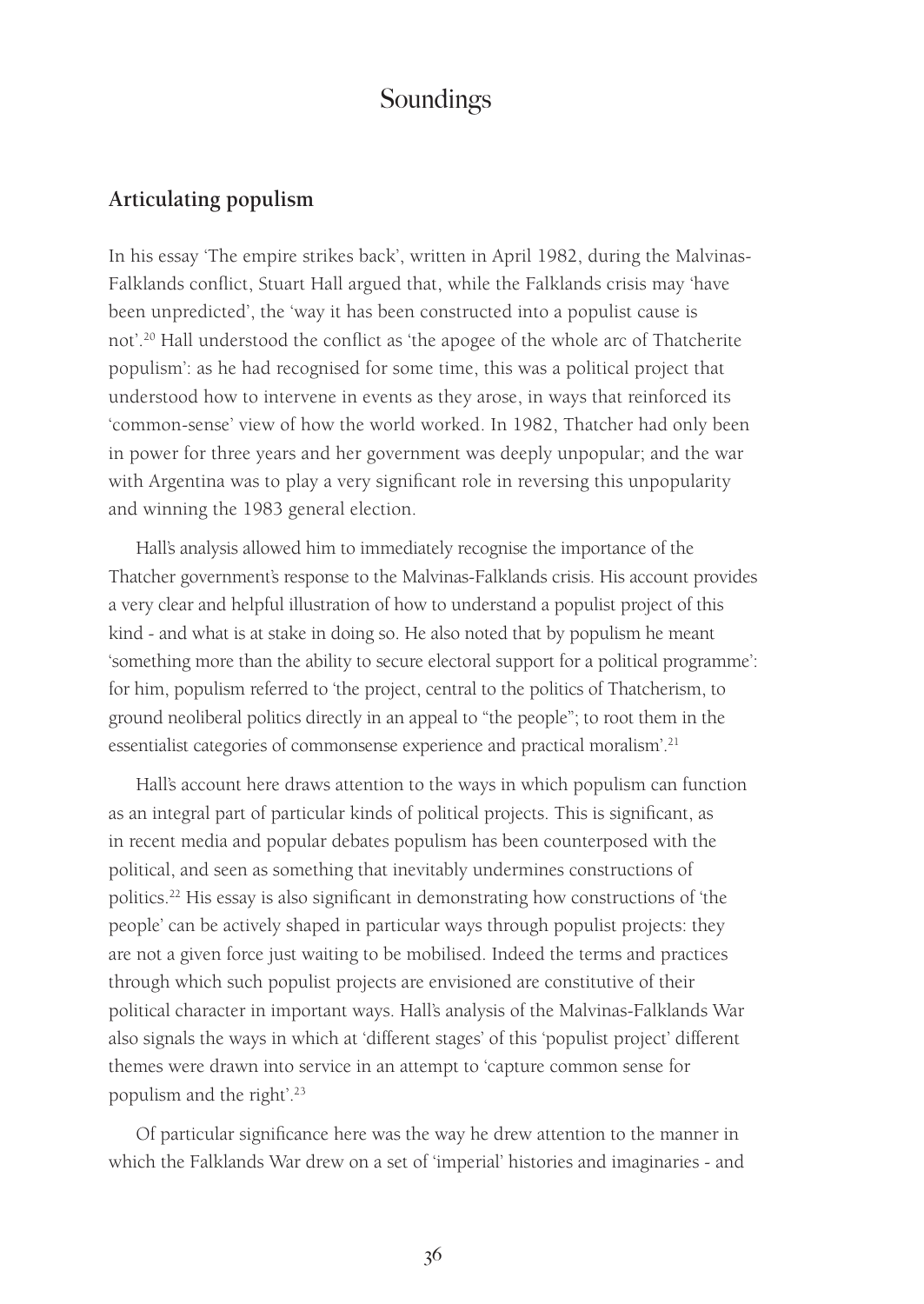## Articulating populism

In his essay 'The empire strikes back', written in April 1982, during the Malvinas-Falklands conflict, Stuart Hall argued that, while the Falklands crisis may 'have been unpredicted', the 'way it has been constructed into a populist cause is not'.[20] Hall understood the conflict as 'the apogee of the whole arc of Thatcherite populism': as he had recognised for some time, this was a political project that understood how to intervene in events as they arose, in ways that reinforced its 'common-sense' view of how the world worked. In 1982, Thatcher had only been in power for three years and her government was deeply unpopular; and the war with Argentina was to play a very significant role in reversing this unpopularity and winning the 1983 general election.

Hall's analysis allowed him to immediately recognise the importance of the Thatcher government's response to the Malvinas-Falklands crisis. His account provides a very clear and helpful illustration of how to understand a populist project of this kind - and what is at stake in doing so. He also noted that by populism he meant 'something more than the ability to secure electoral support for a political programme': for him, populism referred to 'the project, central to the politics of Thatcherism, to ground neoliberal politics directly in an appeal to "the people"; to root them in the essentialist categories of commonsense experience and practical moralism'.[21]

Hall's account here draws attention to the ways in which populism can function as an integral part of particular kinds of political projects. This is significant, as in recent media and popular debates populism has been counterposed with the political, and seen as something that inevitably undermines constructions of politics.[22] His essay is also significant in demonstrating how constructions of 'the people' can be actively shaped in particular ways through populist projects: they are not a given force just waiting to be mobilised. Indeed the terms and practices through which such populist projects are envisioned are constitutive of their political character in important ways. Hall's analysis of the Malvinas-Falklands War also signals the ways in which at 'different stages' of this 'populist project' different themes were drawn into service in an attempt to 'capture common sense for populism and the right'.[23]

Of particular significance here was the way he drew attention to the manner in which the Falklands War drew on a set of 'imperial' histories and imaginaries - and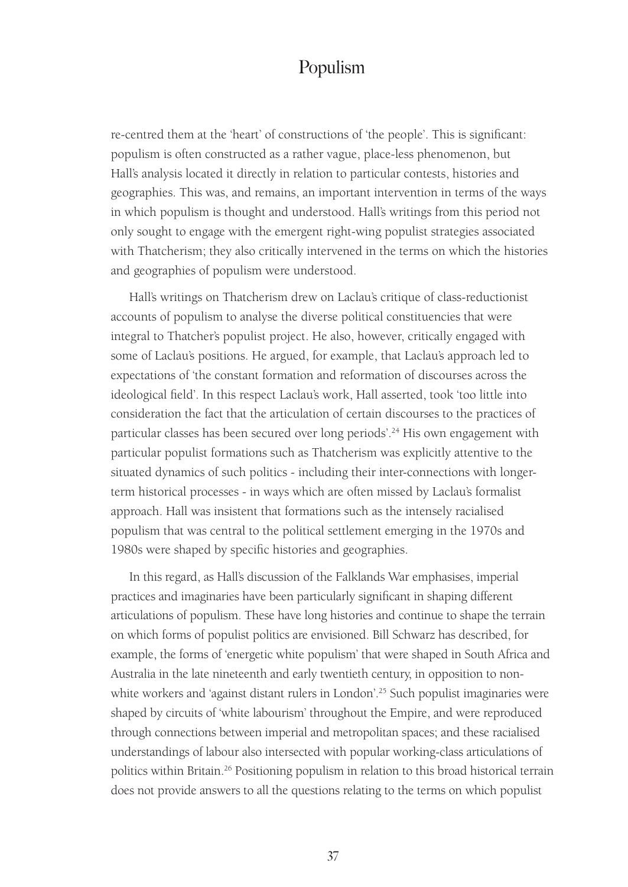re-centred them at the 'heart' of constructions of 'the people'. This is significant: populism is often constructed as a rather vague, place-less phenomenon, but Hall's analysis located it directly in relation to particular contests, histories and geographies. This was, and remains, an important intervention in terms of the ways in which populism is thought and understood. Hall's writings from this period not only sought to engage with the emergent right-wing populist strategies associated with Thatcherism; they also critically intervened in the terms on which the histories and geographies of populism were understood.

Hall's writings on Thatcherism drew on Laclau's critique of class-reductionist accounts of populism to analyse the diverse political constituencies that were integral to Thatcher's populist project. He also, however, critically engaged with some of Laclau's positions. He argued, for example, that Laclau's approach led to expectations of 'the constant formation and reformation of discourses across the ideological field'. In this respect Laclau's work, Hall asserted, took 'too little into consideration the fact that the articulation of certain discourses to the practices of particular classes has been secured over long periods'.[24] His own engagement with particular populist formations such as Thatcherism was explicitly attentive to the situated dynamics of such politics - including their inter-connections with longer-term historical processes - in ways which are often missed by Laclau's formalist approach. Hall was insistent that formations such as the intensely racialised populism that was central to the political settlement emerging in the 1970s and 1980s were shaped by specific histories and geographies.

In this regard, as Hall's discussion of the Falklands War emphasises, imperial practices and imaginaries have been particularly significant in shaping different articulations of populism. These have long histories and continue to shape the terrain on which forms of populist politics are envisioned. Bill Schwarz has described, for example, the forms of 'energetic white populism' that were shaped in South Africa and Australia in the late nineteenth and early twentieth century, in opposition to non-white workers and 'against distant rulers in London'.[25] Such populist imaginaries were shaped by circuits of 'white labourism' throughout the Empire, and were reproduced through connections between imperial and metropolitan spaces; and these racialised understandings of labour also intersected with popular working-class articulations of politics within Britain.[26] Positioning populism in relation to this broad historical terrain does not provide answers to all the questions relating to the terms on which populist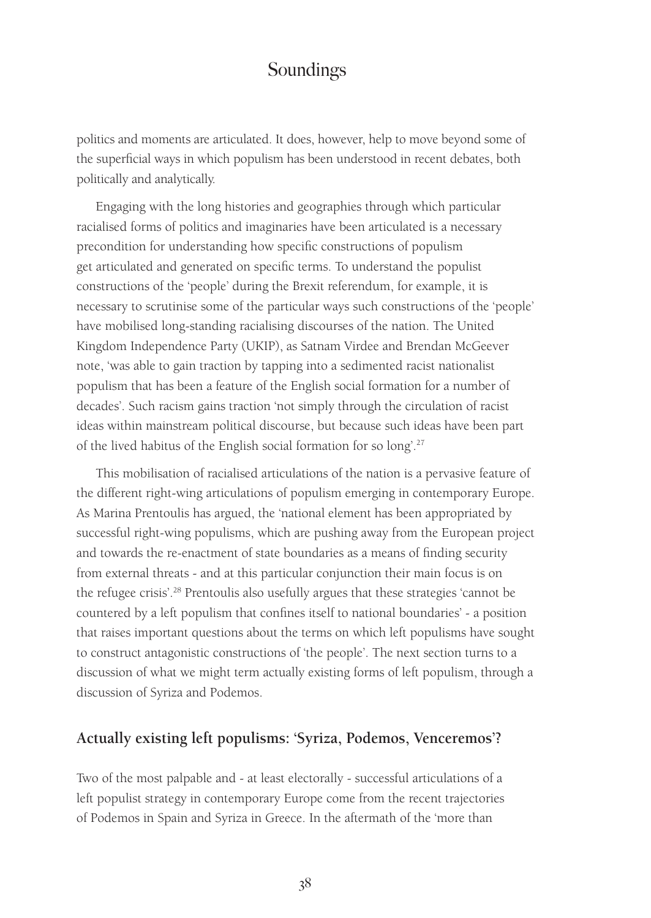politics and moments are articulated. It does, however, help to move beyond some of the superficial ways in which populism has been understood in recent debates, both politically and analytically.

Engaging with the long histories and geographies through which particular racialised forms of politics and imaginaries have been articulated is a necessary precondition for understanding how specific constructions of populism get articulated and generated on specific terms. To understand the populist constructions of the 'people' during the Brexit referendum, for example, it is necessary to scrutinise some of the particular ways such constructions of the 'people' have mobilised long-standing racialising discourses of the nation. The United Kingdom Independence Party (UKIP), as Satnam Virdee and Brendan McGeever note, 'was able to gain traction by tapping into a sedimented racist nationalist populism that has been a feature of the English social formation for a number of decades'. Such racism gains traction 'not simply through the circulation of racist ideas within mainstream political discourse, but because such ideas have been part of the lived habitus of the English social formation for so long'.[27]

This mobilisation of racialised articulations of the nation is a pervasive feature of the different right-wing articulations of populism emerging in contemporary Europe. As Marina Prentoulis has argued, the 'national element has been appropriated by successful right-wing populisms, which are pushing away from the European project and towards the re-enactment of state boundaries as a means of finding security from external threats - and at this particular conjunction their main focus is on the refugee crisis'.[28] Prentoulis also usefully argues that these strategies 'cannot be countered by a left populism that confines itself to national boundaries' - a position that raises important questions about the terms on which left populisms have sought to construct antagonistic constructions of 'the people'. The next section turns to a discussion of what we might term actually existing forms of left populism, through a discussion of Syriza and Podemos.

## Actually existing left populisms: 'Syriza, Podemos, Venceremos'?

Two of the most palpable and - at least electorally - successful articulations of a left populist strategy in contemporary Europe come from the recent trajectories of Podemos in Spain and Syriza in Greece. In the aftermath of the 'more than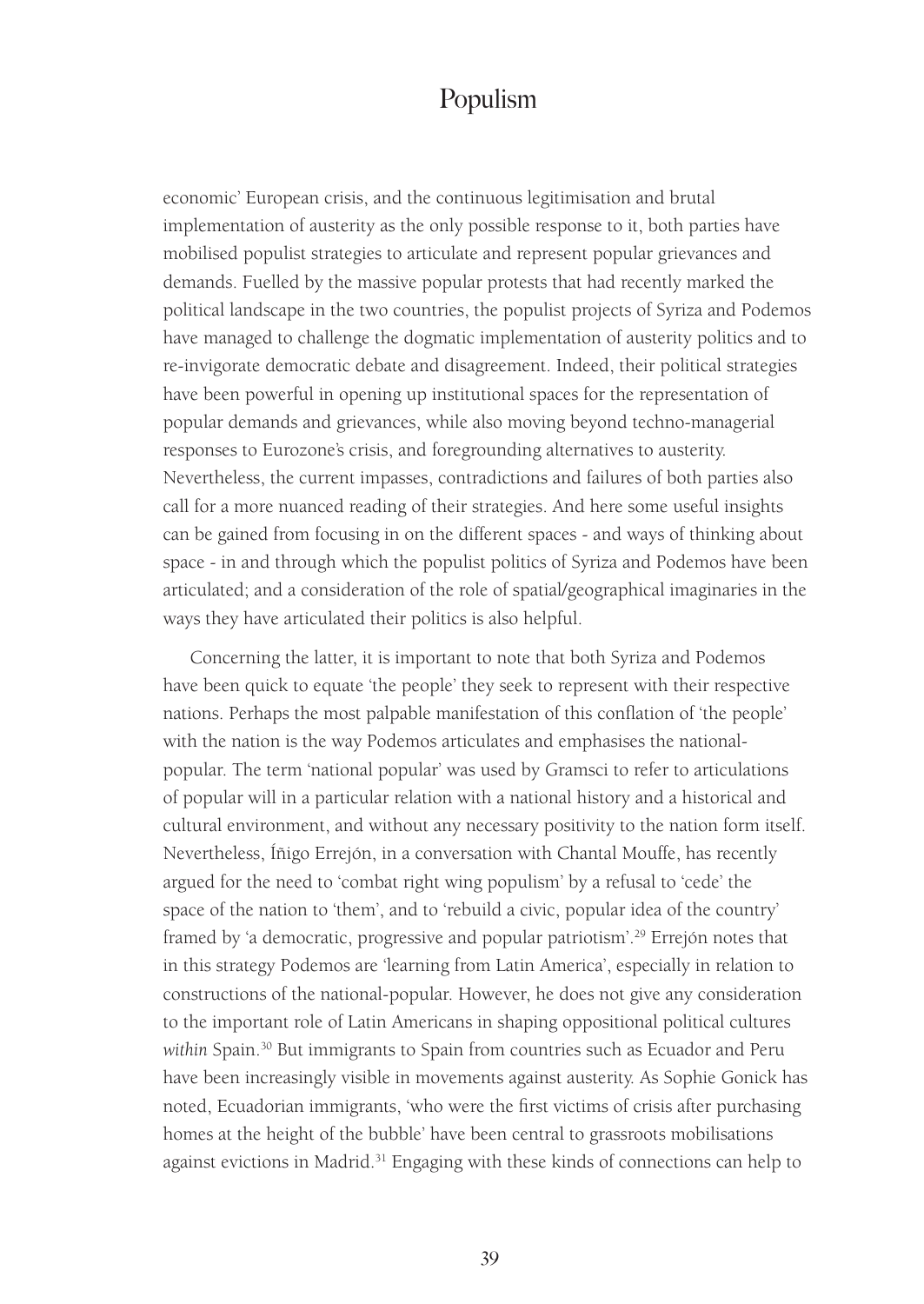economic' European crisis, and the continuous legitimisation and brutal implementation of austerity as the only possible response to it, both parties have mobilised populist strategies to articulate and represent popular grievances and demands. Fuelled by the massive popular protests that had recently marked the political landscape in the two countries, the populist projects of Syriza and Podemos have managed to challenge the dogmatic implementation of austerity politics and to re-invigorate democratic debate and disagreement. Indeed, their political strategies have been powerful in opening up institutional spaces for the representation of popular demands and grievances, while also moving beyond techno-managerial responses to Eurozone's crisis, and foregrounding alternatives to austerity. Nevertheless, the current impasses, contradictions and failures of both parties also call for a more nuanced reading of their strategies. And here some useful insights can be gained from focusing in on the different spaces - and ways of thinking about space - in and through which the populist politics of Syriza and Podemos have been articulated; and a consideration of the role of spatial/geographical imaginaries in the ways they have articulated their politics is also helpful.

Concerning the latter, it is important to note that both Syriza and Podemos have been quick to equate 'the people' they seek to represent with their respective nations. Perhaps the most palpable manifestation of this conflation of 'the people' with the nation is the way Podemos articulates and emphasises the national-popular. The term 'national popular' was used by Gramsci to refer to articulations of popular will in a particular relation with a national history and a historical and cultural environment, and without any necessary positivity to the nation form itself. Nevertheless, Íñigo Errejón, in a conversation with Chantal Mouffe, has recently argued for the need to 'combat right wing populism' by a refusal to 'cede' the space of the nation to 'them', and to 'rebuild a civic, popular idea of the country' framed by 'a democratic, progressive and popular patriotism'.[29] Errejón notes that in this strategy Podemos are 'learning from Latin America', especially in relation to constructions of the national-popular. However, he does not give any consideration to the important role of Latin Americans in shaping oppositional political cultures *within* Spain.[30] But immigrants to Spain from countries such as Ecuador and Peru have been increasingly visible in movements against austerity. As Sophie Gonick has noted, Ecuadorian immigrants, 'who were the first victims of crisis after purchasing homes at the height of the bubble' have been central to grassroots mobilisations against evictions in Madrid.[31] Engaging with these kinds of connections can help to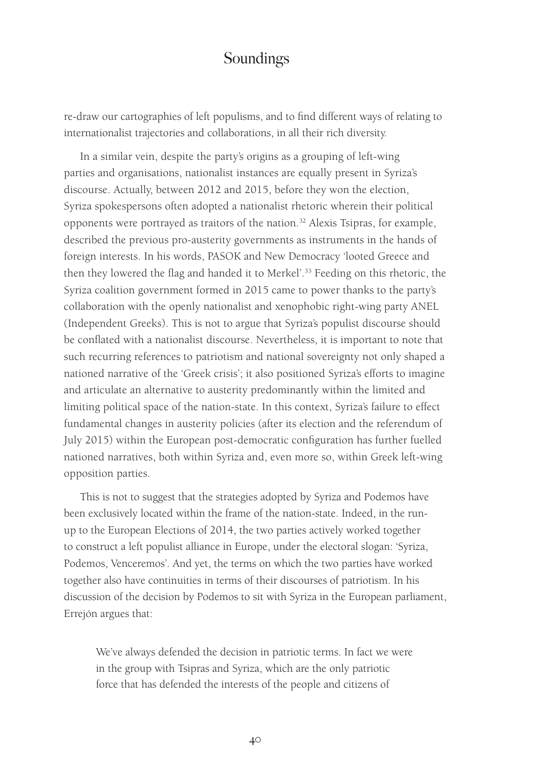re-draw our cartographies of left populisms, and to find different ways of relating to internationalist trajectories and collaborations, in all their rich diversity.

In a similar vein, despite the party's origins as a grouping of left-wing parties and organisations, nationalist instances are equally present in Syriza's discourse. Actually, between 2012 and 2015, before they won the election, Syriza spokespersons often adopted a nationalist rhetoric wherein their political opponents were portrayed as traitors of the nation.[32] Alexis Tsipras, for example, described the previous pro-austerity governments as instruments in the hands of foreign interests. In his words, PASOK and New Democracy 'looted Greece and then they lowered the flag and handed it to Merkel'.[33] Feeding on this rhetoric, the Syriza coalition government formed in 2015 came to power thanks to the party's collaboration with the openly nationalist and xenophobic right-wing party ANEL (Independent Greeks). This is not to argue that Syriza's populist discourse should be conflated with a nationalist discourse. Nevertheless, it is important to note that such recurring references to patriotism and national sovereignty not only shaped a nationed narrative of the 'Greek crisis'; it also positioned Syriza's efforts to imagine and articulate an alternative to austerity predominantly within the limited and limiting political space of the nation-state. In this context, Syriza's failure to effect fundamental changes in austerity policies (after its election and the referendum of July 2015) within the European post-democratic configuration has further fuelled nationed narratives, both within Syriza and, even more so, within Greek left-wing opposition parties.

This is not to suggest that the strategies adopted by Syriza and Podemos have been exclusively located within the frame of the nation-state. Indeed, in the run-up to the European Elections of 2014, the two parties actively worked together to construct a left populist alliance in Europe, under the electoral slogan: 'Syriza, Podemos, Venceremos'. And yet, the terms on which the two parties have worked together also have continuities in terms of their discourses of patriotism. In his discussion of the decision by Podemos to sit with Syriza in the European parliament, Errejón argues that:

> We've always defended the decision in patriotic terms. In fact we were in the group with Tsipras and Syriza, which are the only patriotic force that has defended the interests of the people and citizens of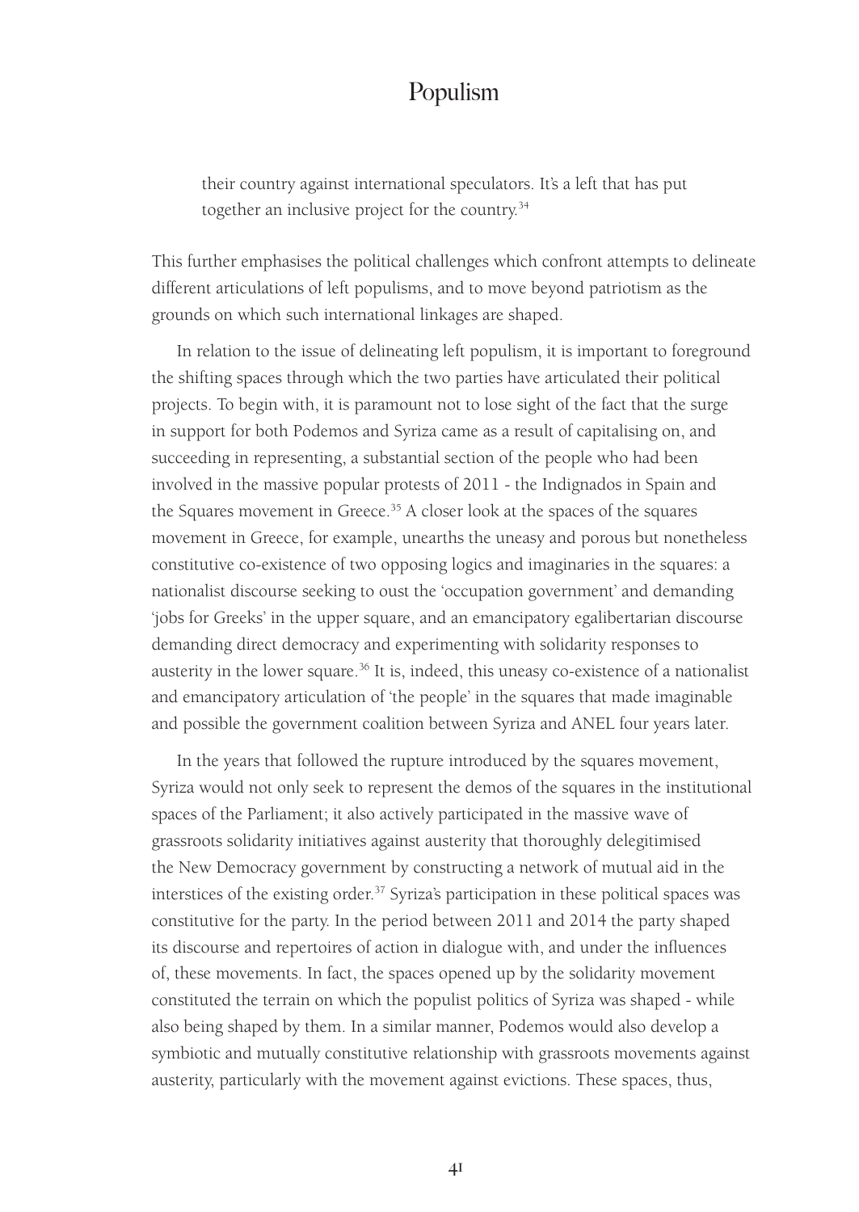their country against international speculators. It's a left that has put together an inclusive project for the country.[34]

This further emphasises the political challenges which confront attempts to delineate different articulations of left populisms, and to move beyond patriotism as the grounds on which such international linkages are shaped.

In relation to the issue of delineating left populism, it is important to foreground the shifting spaces through which the two parties have articulated their political projects. To begin with, it is paramount not to lose sight of the fact that the surge in support for both Podemos and Syriza came as a result of capitalising on, and succeeding in representing, a substantial section of the people who had been involved in the massive popular protests of 2011 - the Indignados in Spain and the Squares movement in Greece.[35] A closer look at the spaces of the squares movement in Greece, for example, unearths the uneasy and porous but nonetheless constitutive co-existence of two opposing logics and imaginaries in the squares: a nationalist discourse seeking to oust the 'occupation government' and demanding 'jobs for Greeks' in the upper square, and an emancipatory egalibertarian discourse demanding direct democracy and experimenting with solidarity responses to austerity in the lower square.[36] It is, indeed, this uneasy co-existence of a nationalist and emancipatory articulation of 'the people' in the squares that made imaginable and possible the government coalition between Syriza and ANEL four years later.

In the years that followed the rupture introduced by the squares movement, Syriza would not only seek to represent the demos of the squares in the institutional spaces of the Parliament; it also actively participated in the massive wave of grassroots solidarity initiatives against austerity that thoroughly delegitimised the New Democracy government by constructing a network of mutual aid in the interstices of the existing order.[37] Syriza's participation in these political spaces was constitutive for the party. In the period between 2011 and 2014 the party shaped its discourse and repertoires of action in dialogue with, and under the influences of, these movements. In fact, the spaces opened up by the solidarity movement constituted the terrain on which the populist politics of Syriza was shaped - while also being shaped by them. In a similar manner, Podemos would also develop a symbiotic and mutually constitutive relationship with grassroots movements against austerity, particularly with the movement against evictions. These spaces, thus,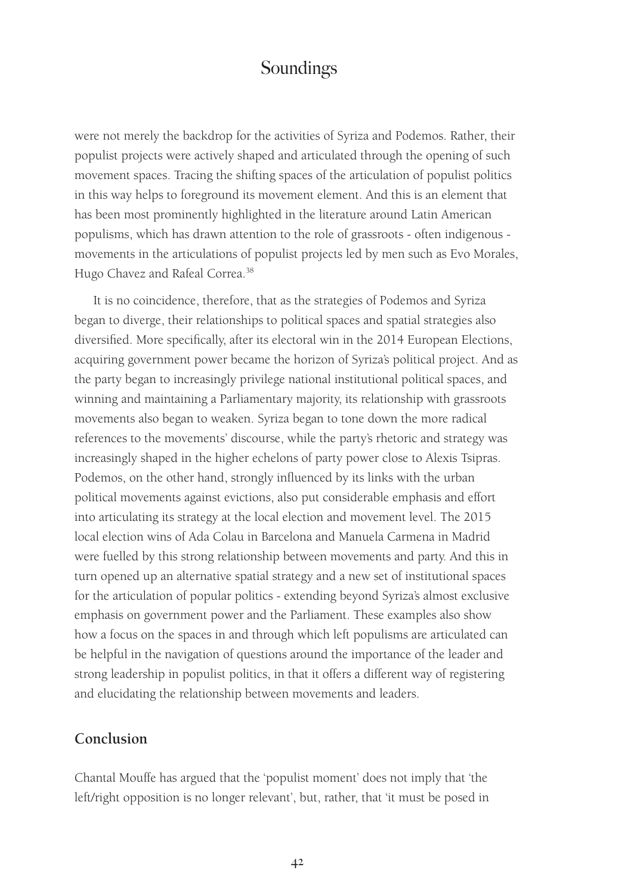were not merely the backdrop for the activities of Syriza and Podemos. Rather, their populist projects were actively shaped and articulated through the opening of such movement spaces. Tracing the shifting spaces of the articulation of populist politics in this way helps to foreground its movement element. And this is an element that has been most prominently highlighted in the literature around Latin American populisms, which has drawn attention to the role of grassroots - often indigenous - movements in the articulations of populist projects led by men such as Evo Morales, Hugo Chavez and Rafeal Correa.[38]

It is no coincidence, therefore, that as the strategies of Podemos and Syriza began to diverge, their relationships to political spaces and spatial strategies also diversified. More specifically, after its electoral win in the 2014 European Elections, acquiring government power became the horizon of Syriza's political project. And as the party began to increasingly privilege national institutional political spaces, and winning and maintaining a Parliamentary majority, its relationship with grassroots movements also began to weaken. Syriza began to tone down the more radical references to the movements' discourse, while the party's rhetoric and strategy was increasingly shaped in the higher echelons of party power close to Alexis Tsipras. Podemos, on the other hand, strongly influenced by its links with the urban political movements against evictions, also put considerable emphasis and effort into articulating its strategy at the local election and movement level. The 2015 local election wins of Ada Colau in Barcelona and Manuela Carmena in Madrid were fuelled by this strong relationship between movements and party. And this in turn opened up an alternative spatial strategy and a new set of institutional spaces for the articulation of popular politics - extending beyond Syriza's almost exclusive emphasis on government power and the Parliament. These examples also show how a focus on the spaces in and through which left populisms are articulated can be helpful in the navigation of questions around the importance of the leader and strong leadership in populist politics, in that it offers a different way of registering and elucidating the relationship between movements and leaders.

## Conclusion

Chantal Mouffe has argued that the 'populist moment' does not imply that 'the left/right opposition is no longer relevant', but, rather, that 'it must be posed in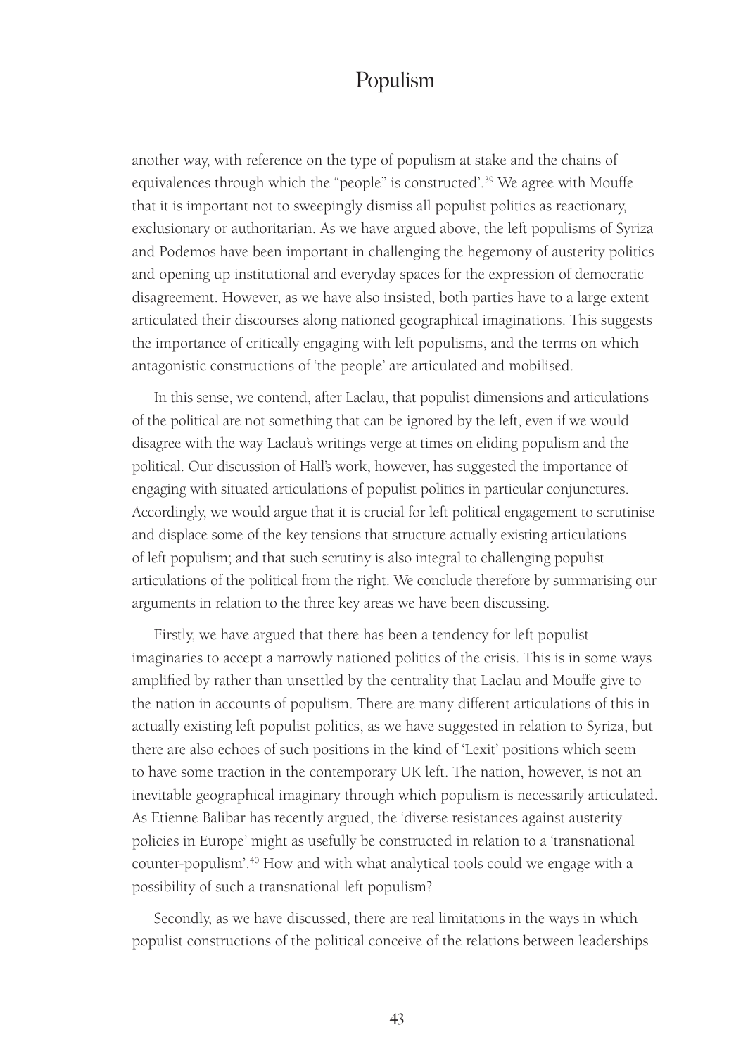another way, with reference on the type of populism at stake and the chains of equivalences through which the "people" is constructed'.[39] We agree with Mouffe that it is important not to sweepingly dismiss all populist politics as reactionary, exclusionary or authoritarian. As we have argued above, the left populisms of Syriza and Podemos have been important in challenging the hegemony of austerity politics and opening up institutional and everyday spaces for the expression of democratic disagreement. However, as we have also insisted, both parties have to a large extent articulated their discourses along nationed geographical imaginations. This suggests the importance of critically engaging with left populisms, and the terms on which antagonistic constructions of 'the people' are articulated and mobilised.

In this sense, we contend, after Laclau, that populist dimensions and articulations of the political are not something that can be ignored by the left, even if we would disagree with the way Laclau's writings verge at times on eliding populism and the political. Our discussion of Hall's work, however, has suggested the importance of engaging with situated articulations of populist politics in particular conjunctures. Accordingly, we would argue that it is crucial for left political engagement to scrutinise and displace some of the key tensions that structure actually existing articulations of left populism; and that such scrutiny is also integral to challenging populist articulations of the political from the right. We conclude therefore by summarising our arguments in relation to the three key areas we have been discussing.

Firstly, we have argued that there has been a tendency for left populist imaginaries to accept a narrowly nationed politics of the crisis. This is in some ways amplified by rather than unsettled by the centrality that Laclau and Mouffe give to the nation in accounts of populism. There are many different articulations of this in actually existing left populist politics, as we have suggested in relation to Syriza, but there are also echoes of such positions in the kind of 'Lexit' positions which seem to have some traction in the contemporary UK left. The nation, however, is not an inevitable geographical imaginary through which populism is necessarily articulated. As Etienne Balibar has recently argued, the 'diverse resistances against austerity policies in Europe' might as usefully be constructed in relation to a 'transnational counter-populism'.[40] How and with what analytical tools could we engage with a possibility of such a transnational left populism?

Secondly, as we have discussed, there are real limitations in the ways in which populist constructions of the political conceive of the relations between leaderships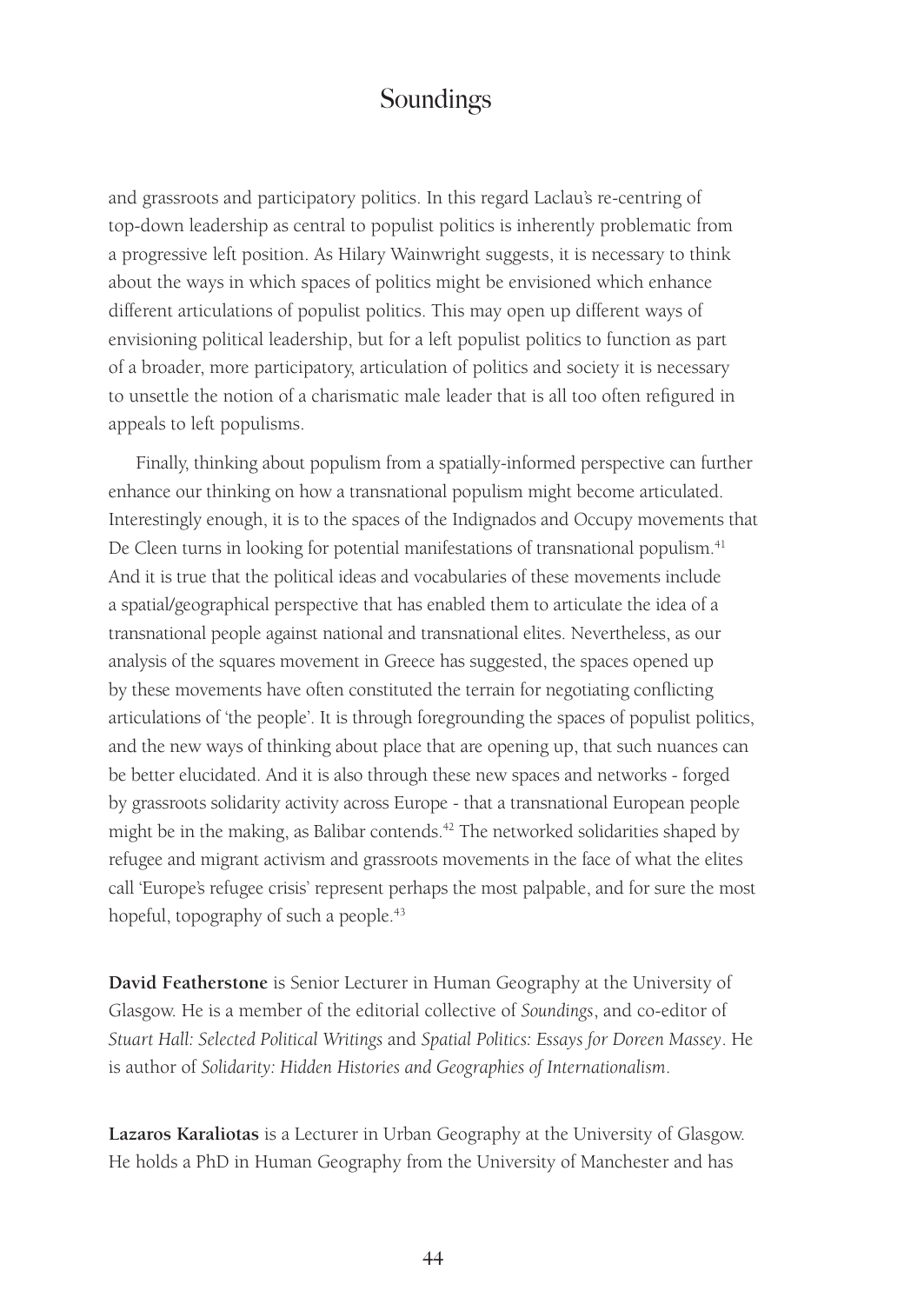and grassroots and participatory politics. In this regard Laclau's re-centring of top-down leadership as central to populist politics is inherently problematic from a progressive left position. As Hilary Wainwright suggests, it is necessary to think about the ways in which spaces of politics might be envisioned which enhance different articulations of populist politics. This may open up different ways of envisioning political leadership, but for a left populist politics to function as part of a broader, more participatory, articulation of politics and society it is necessary to unsettle the notion of a charismatic male leader that is all too often refigured in appeals to left populisms.

Finally, thinking about populism from a spatially-informed perspective can further enhance our thinking on how a transnational populism might become articulated. Interestingly enough, it is to the spaces of the Indignados and Occupy movements that De Cleen turns in looking for potential manifestations of transnational populism.[41] And it is true that the political ideas and vocabularies of these movements include a spatial/geographical perspective that has enabled them to articulate the idea of a transnational people against national and transnational elites. Nevertheless, as our analysis of the squares movement in Greece has suggested, the spaces opened up by these movements have often constituted the terrain for negotiating conflicting articulations of 'the people'. It is through foregrounding the spaces of populist politics, and the new ways of thinking about place that are opening up, that such nuances can be better elucidated. And it is also through these new spaces and networks - forged by grassroots solidarity activity across Europe - that a transnational European people might be in the making, as Balibar contends.[42] The networked solidarities shaped by refugee and migrant activism and grassroots movements in the face of what the elites call 'Europe's refugee crisis' represent perhaps the most palpable, and for sure the most hopeful, topography of such a people.[43]

**David Featherstone** is Senior Lecturer in Human Geography at the University of Glasgow. He is a member of the editorial collective of *Soundings*, and co-editor of *Stuart Hall: Selected Political Writings* and *Spatial Politics: Essays for Doreen Massey*. He is author of *Solidarity: Hidden Histories and Geographies of Internationalism*.

**Lazaros Karaliotas** is a Lecturer in Urban Geography at the University of Glasgow. He holds a PhD in Human Geography from the University of Manchester and has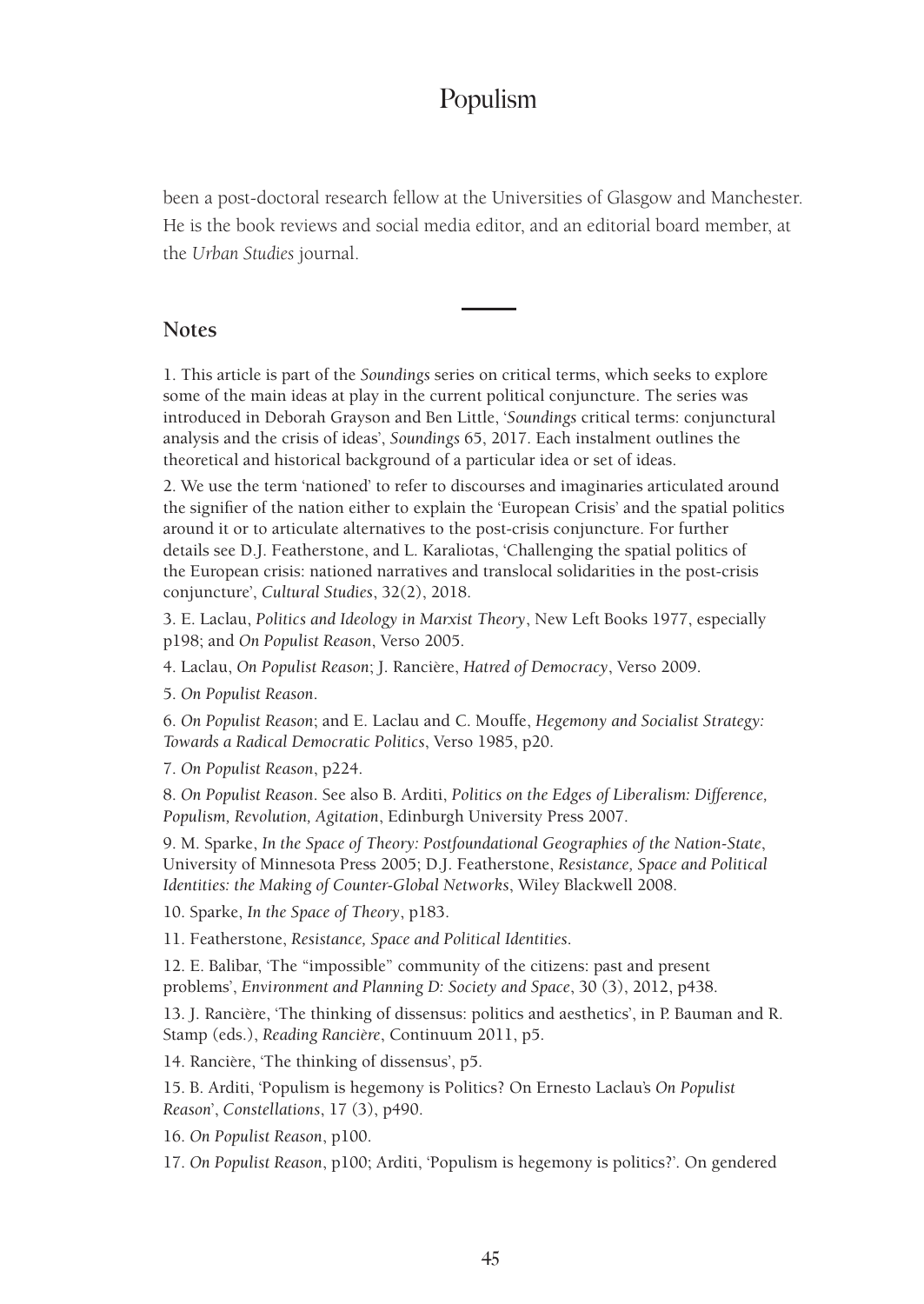been a post-doctoral research fellow at the Universities of Glasgow and Manchester. He is the book reviews and social media editor, and an editorial board member, at the *Urban Studies* journal.

## Notes

1. This article is part of the *Soundings* series on critical terms, which seeks to explore some of the main ideas at play in the current political conjuncture. The series was introduced in Deborah Grayson and Ben Little, '*Soundings* critical terms: conjunctural analysis and the crisis of ideas', *Soundings* 65, 2017. Each instalment outlines the theoretical and historical background of a particular idea or set of ideas.

2. We use the term 'nationed' to refer to discourses and imaginaries articulated around the signifier of the nation either to explain the 'European Crisis' and the spatial politics around it or to articulate alternatives to the post-crisis conjuncture. For further details see D.J. Featherstone, and L. Karaliotas, 'Challenging the spatial politics of the European crisis: nationed narratives and translocal solidarities in the post-crisis conjuncture', *Cultural Studies*, 32(2), 2018.

3. E. Laclau, *Politics and Ideology in Marxist Theory*, New Left Books 1977, especially p198; and *On Populist Reason*, Verso 2005.

4. Laclau, *On Populist Reason*; J. Rancière, *Hatred of Democracy*, Verso 2009.

5. *On Populist Reason*.

6. *On Populist Reason*; and E. Laclau and C. Mouffe, *Hegemony and Socialist Strategy: Towards a Radical Democratic Politics*, Verso 1985, p20.

7. *On Populist Reason*, p224.

8. *On Populist Reason*. See also B. Arditi, *Politics on the Edges of Liberalism: Difference, Populism, Revolution, Agitation*, Edinburgh University Press 2007.

9. M. Sparke, *In the Space of Theory: Postfoundational Geographies of the Nation-State*, University of Minnesota Press 2005; D.J. Featherstone, *Resistance, Space and Political Identities: the Making of Counter-Global Networks*, Wiley Blackwell 2008.

10. Sparke, *In the Space of Theory*, p183.

11. Featherstone, *Resistance, Space and Political Identities*.

12. E. Balibar, 'The "impossible" community of the citizens: past and present problems', *Environment and Planning D: Society and Space*, 30 (3), 2012, p438.

13. J. Rancière, 'The thinking of dissensus: politics and aesthetics', in P. Bauman and R. Stamp (eds.), *Reading Rancière*, Continuum 2011, p5.

14. Rancière, 'The thinking of dissensus', p5.

15. B. Arditi, 'Populism is hegemony is Politics? On Ernesto Laclau's *On Populist Reason*', *Constellations*, 17 (3), p490.

16. *On Populist Reason*, p100.

17. *On Populist Reason*, p100; Arditi, 'Populism is hegemony is politics?'. On gendered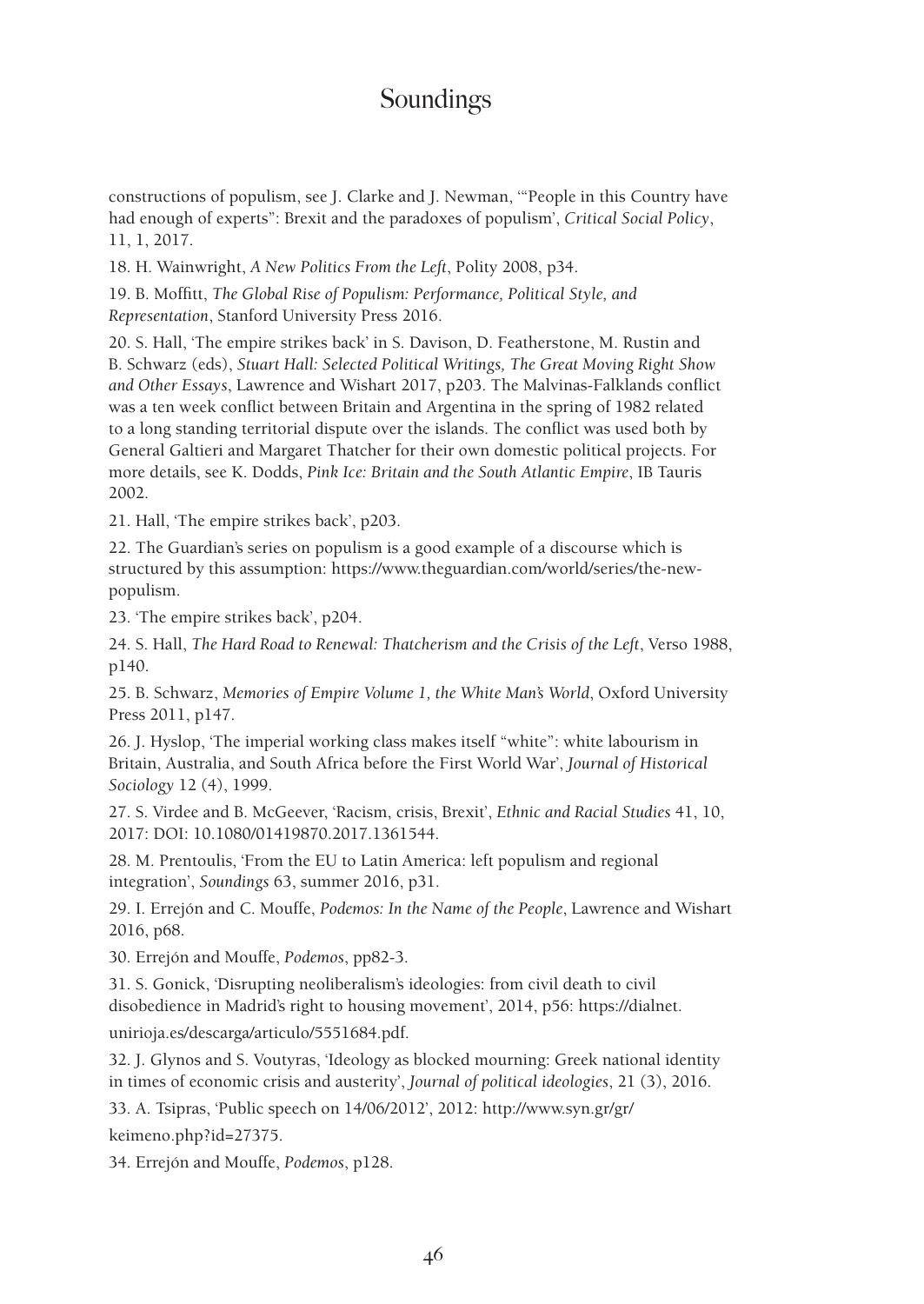constructions of populism, see J. Clarke and J. Newman, '"People in this Country have had enough of experts": Brexit and the paradoxes of populism', *Critical Social Policy*, 11, 1, 2017.

18. H. Wainwright, *A New Politics From the Left*, Polity 2008, p34.

19. B. Moffitt, *The Global Rise of Populism: Performance, Political Style, and Representation*, Stanford University Press 2016.

20. S. Hall, 'The empire strikes back' in S. Davison, D. Featherstone, M. Rustin and B. Schwarz (eds), *Stuart Hall: Selected Political Writings, The Great Moving Right Show and Other Essays*, Lawrence and Wishart 2017, p203. The Malvinas-Falklands conflict was a ten week conflict between Britain and Argentina in the spring of 1982 related to a long standing territorial dispute over the islands. The conflict was used both by General Galtieri and Margaret Thatcher for their own domestic political projects. For more details, see K. Dodds, *Pink Ice: Britain and the South Atlantic Empire*, IB Tauris 2002.

21. Hall, 'The empire strikes back', p203.

22. The Guardian's series on populism is a good example of a discourse which is structured by this assumption: https://www.theguardian.com/world/series/the-new-populism.

23. 'The empire strikes back', p204.

24. S. Hall, *The Hard Road to Renewal: Thatcherism and the Crisis of the Left*, Verso 1988, p140.

25. B. Schwarz, *Memories of Empire Volume 1, the White Man's World*, Oxford University Press 2011, p147.

26. J. Hyslop, 'The imperial working class makes itself "white": white labourism in Britain, Australia, and South Africa before the First World War', *Journal of Historical Sociology* 12 (4), 1999.

27. S. Virdee and B. McGeever, 'Racism, crisis, Brexit', *Ethnic and Racial Studies* 41, 10, 2017: DOI: 10.1080/01419870.2017.1361544.

28. M. Prentoulis, 'From the EU to Latin America: left populism and regional integration', *Soundings* 63, summer 2016, p31.

29. I. Errejón and C. Mouffe, *Podemos: In the Name of the People*, Lawrence and Wishart 2016, p68.

30. Errejón and Mouffe, *Podemos*, pp82-3.

31. S. Gonick, 'Disrupting neoliberalism's ideologies: from civil death to civil disobedience in Madrid's right to housing movement', 2014, p56: https://dialnet.unirioja.es/descarga/articulo/5551684.pdf.

32. J. Glynos and S. Voutyras, 'Ideology as blocked mourning: Greek national identity in times of economic crisis and austerity', *Journal of political ideologies*, 21 (3), 2016.

33. A. Tsipras, 'Public speech on 14/06/2012', 2012: http://www.syn.gr/gr/keimeno.php?id=27375.

34. Errejón and Mouffe, *Podemos*, p128.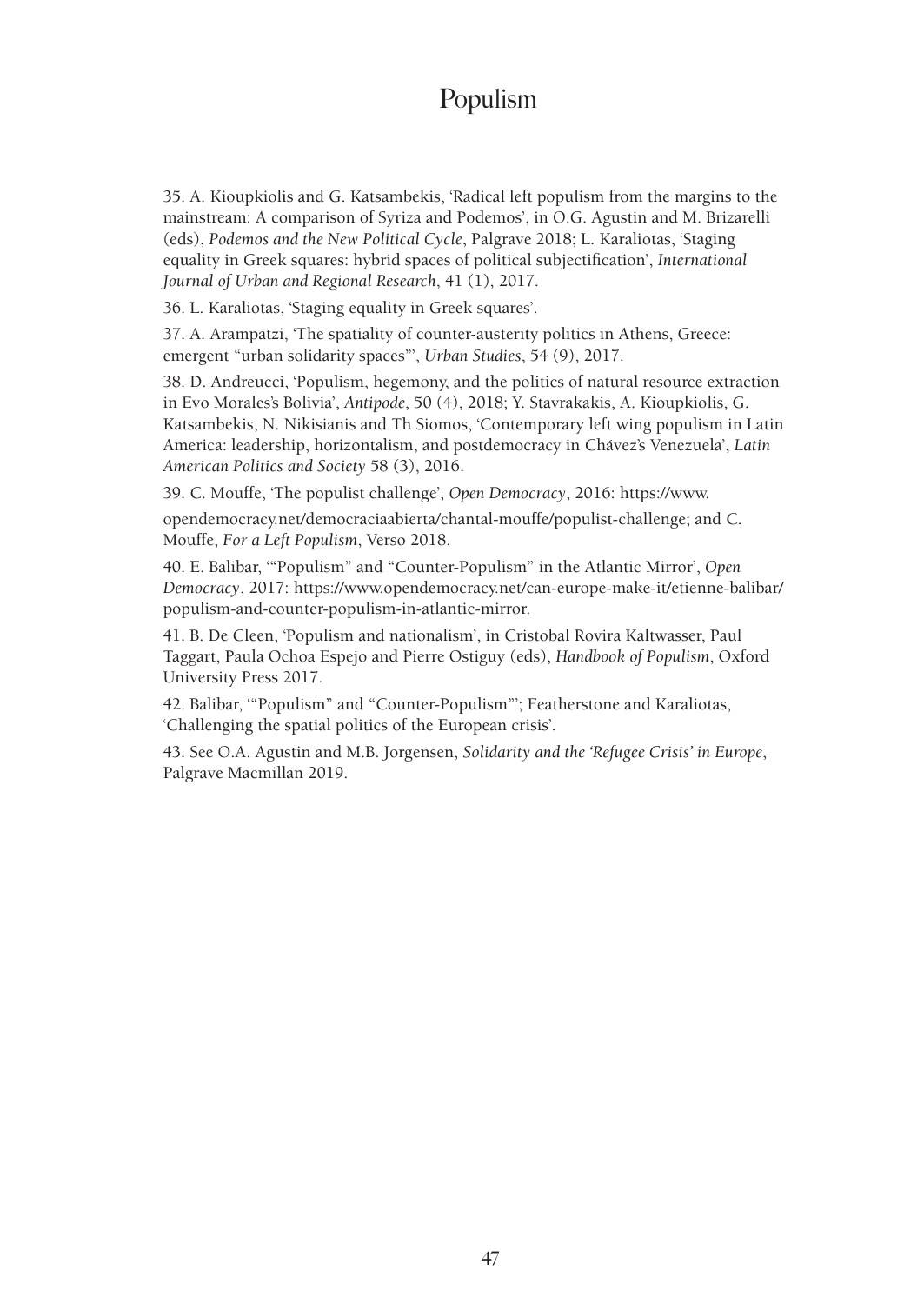35. A. Kioupkiolis and G. Katsambekis, 'Radical left populism from the margins to the mainstream: A comparison of Syriza and Podemos', in O.G. Agustin and M. Brizarelli (eds), *Podemos and the New Political Cycle*, Palgrave 2018; L. Karaliotas, 'Staging equality in Greek squares: hybrid spaces of political subjectification', *International Journal of Urban and Regional Research*, 41 (1), 2017.

36. L. Karaliotas, 'Staging equality in Greek squares'.

37. A. Arampatzi, 'The spatiality of counter-austerity politics in Athens, Greece: emergent "urban solidarity spaces"', *Urban Studies*, 54 (9), 2017.

38. D. Andreucci, 'Populism, hegemony, and the politics of natural resource extraction in Evo Morales's Bolivia', *Antipode*, 50 (4), 2018; Y. Stavrakakis, A. Kioupkiolis, G. Katsambekis, N. Nikisianis and Th Siomos, 'Contemporary left wing populism in Latin America: leadership, horizontalism, and postdemocracy in Chávez's Venezuela', *Latin American Politics and Society* 58 (3), 2016.

39. C. Mouffe, 'The populist challenge', *Open Democracy*, 2016: https://www.opendemocracy.net/democraciaabierta/chantal-mouffe/populist-challenge; and C. Mouffe, *For a Left Populism*, Verso 2018.

40. E. Balibar, '"Populism" and "Counter-Populism" in the Atlantic Mirror', *Open Democracy*, 2017: https://www.opendemocracy.net/can-europe-make-it/etienne-balibar/populism-and-counter-populism-in-atlantic-mirror.

41. B. De Cleen, 'Populism and nationalism', in Cristobal Rovira Kaltwasser, Paul Taggart, Paula Ochoa Espejo and Pierre Ostiguy (eds), *Handbook of Populism*, Oxford University Press 2017.

42. Balibar, '"Populism" and "Counter-Populism"'; Featherstone and Karaliotas, 'Challenging the spatial politics of the European crisis'.

43. See O.A. Agustin and M.B. Jorgensen, *Solidarity and the 'Refugee Crisis' in Europe*, Palgrave Macmillan 2019.